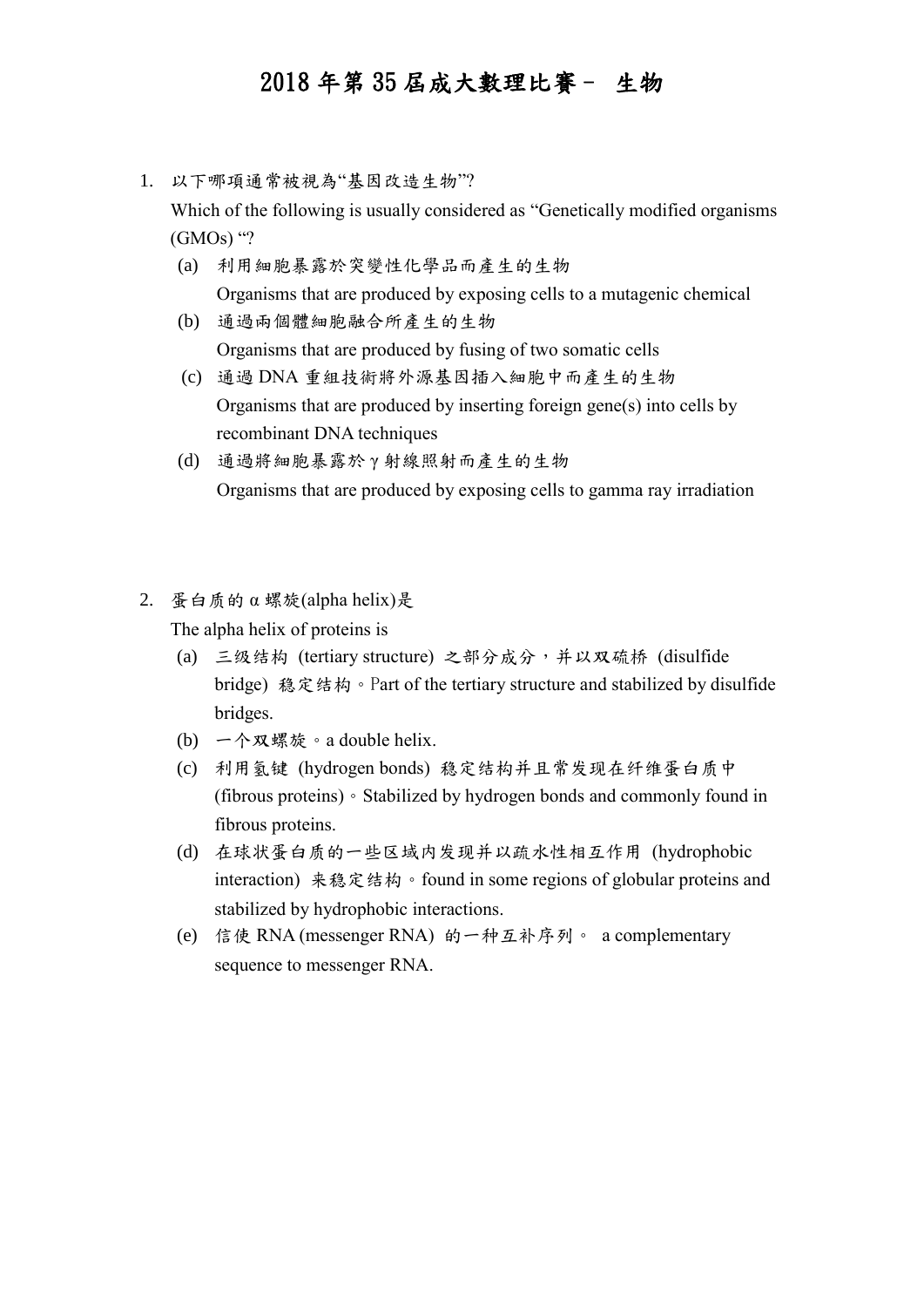# 2018 年第 35 屆成大數理比賽－ 生物

1. 以下哪項通常被視為“基因改造生物”?
   Which of the following is usually considered as “Genetically modified organisms (GMOs) “?
   (a) 利用細胞暴露於突變性化學品而產生的生物
   Organisms that are produced by exposing cells to a mutagenic chemical
   (b) 通過兩個體細胞融合所產生的生物
   Organisms that are produced by fusing of two somatic cells
   (c) 通過 DNA 重組技術將外源基因插入細胞中而產生的生物
   Organisms that are produced by inserting foreign gene(s) into cells by recombinant DNA techniques
   (d) 通過將細胞暴露於γ射線照射而產生的生物
   Organisms that are produced by exposing cells to gamma ray irradiation

2. 蛋白质的 α 螺旋(alpha helix)是
   The alpha helix of proteins is
   (a) 三级结构 (tertiary structure) 之部分成分，并以双硫桥 (disulfide bridge) 稳定结构。Part of the tertiary structure and stabilized by disulfide bridges.
   (b) 一个双螺旋。a double helix.
   (c) 利用氢键 (hydrogen bonds) 稳定结构并且常发现在纤维蛋白质中 (fibrous proteins)。Stabilized by hydrogen bonds and commonly found in fibrous proteins.
   (d) 在球状蛋白质的一些区域内发现并以疏水性相互作用 (hydrophobic interaction) 来稳定结构。found in some regions of globular proteins and stabilized by hydrophobic interactions.
   (e) 信使 RNA (messenger RNA) 的一种互补序列。 a complementary sequence to messenger RNA.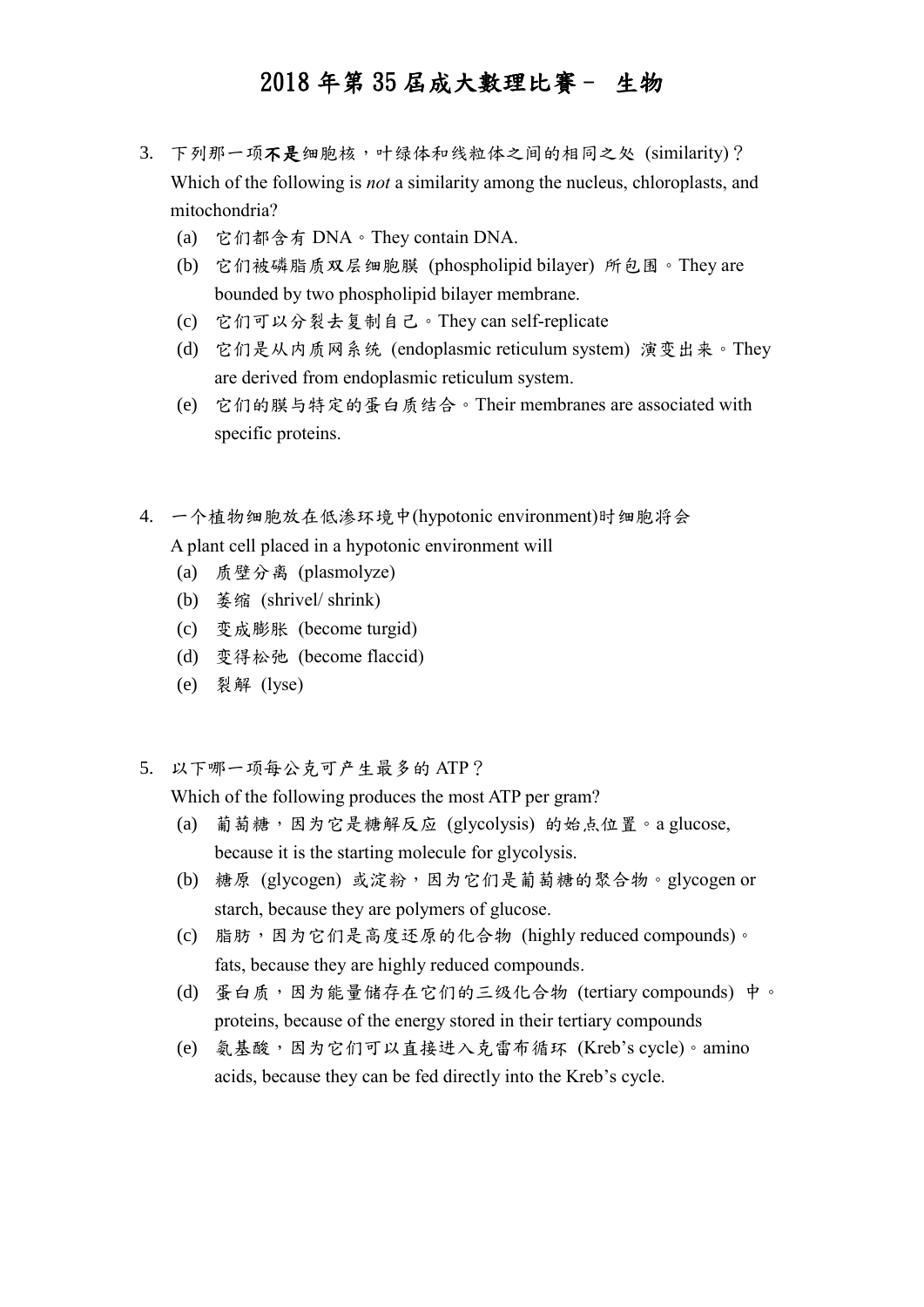# 2018 年第 35 屆成大數理比賽－ 生物

3. 下列那一项**不是**细胞核，叶绿体和线粒体之间的相同之处 (similarity)？
   Which of the following is *not* a similarity among the nucleus, chloroplasts, and mitochondria?
   (a) 它们都含有 DNA。They contain DNA.
   (b) 它们被磷脂质双层细胞膜 (phospholipid bilayer) 所包围。They are bounded by two phospholipid bilayer membrane.
   (c) 它们可以分裂去复制自己。They can self-replicate
   (d) 它们是从内质网系统 (endoplasmic reticulum system) 演变出来。They are derived from endoplasmic reticulum system.
   (e) 它们的膜与特定的蛋白质结合。Their membranes are associated with specific proteins.

4. 一个植物细胞放在低渗环境中(hypotonic environment)时细胞将会
   A plant cell placed in a hypotonic environment will
   (a) 质壁分离 (plasmolyze)
   (b) 萎缩 (shrivel/ shrink)
   (c) 变成膨胀 (become turgid)
   (d) 变得松弛 (become flaccid)
   (e) 裂解 (lyse)

5. 以下哪一项每公克可产生最多的 ATP？
   Which of the following produces the most ATP per gram?
   (a) 葡萄糖，因为它是糖解反应 (glycolysis) 的始点位置。a glucose, because it is the starting molecule for glycolysis.
   (b) 糖原 (glycogen) 或淀粉，因为它们是葡萄糖的聚合物。glycogen or starch, because they are polymers of glucose.
   (c) 脂肪，因为它们是高度还原的化合物 (highly reduced compounds)。fats, because they are highly reduced compounds.
   (d) 蛋白质，因为能量储存在它们的三级化合物 (tertiary compounds) 中。proteins, because of the energy stored in their tertiary compounds
   (e) 氨基酸，因为它们可以直接进入克雷布循环 (Kreb's cycle)。amino acids, because they can be fed directly into the Kreb's cycle.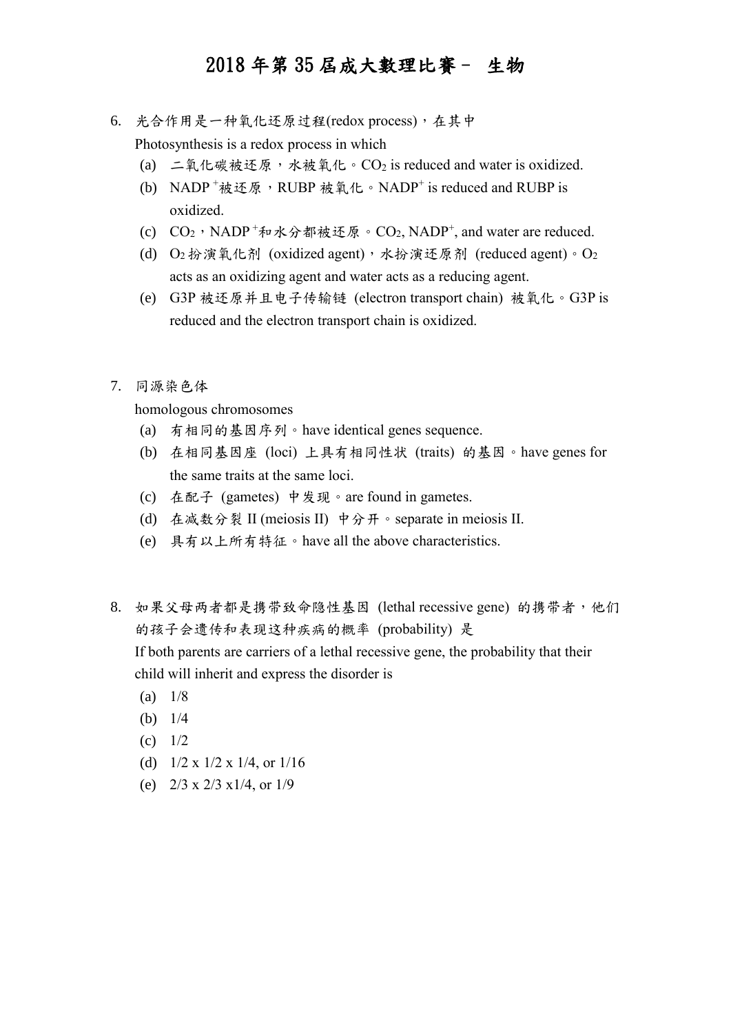# 2018 年第 35 屆成大數理比賽－ 生物

6. 光合作用是一种氧化还原过程(redox process)，在其中
   Photosynthesis is a redox process in which
   (a) 二氧化碳被还原，水被氧化。$CO_2$ is reduced and water is oxidized.
   (b) $NADP^+$被还原，RUBP 被氧化。$NADP^+$ is reduced and RUBP is oxidized.
   (c) $CO_2$，$NADP^+$和水分都被还原。$CO_2$, $NADP^+$, and water are reduced.
   (d) $O_2$扮演氧化剂 (oxidized agent)，水扮演还原剂 (reduced agent)。$O_2$ acts as an oxidizing agent and water acts as a reducing agent.
   (e) G3P 被还原并且电子传输链 (electron transport chain) 被氧化。G3P is reduced and the electron transport chain is oxidized.

7. 同源染色体
   homologous chromosomes
   (a) 有相同的基因序列。have identical genes sequence.
   (b) 在相同基因座 (loci) 上具有相同性状 (traits) 的基因。have genes for the same traits at the same loci.
   (c) 在配子 (gametes) 中发现。are found in gametes.
   (d) 在减数分裂 II (meiosis II) 中分开。separate in meiosis II.
   (e) 具有以上所有特征。have all the above characteristics.

8. 如果父母两者都是携带致命隐性基因 (lethal recessive gene) 的携带者，他们的孩子会遗传和表现这种疾病的概率 (probability) 是
   If both parents are carriers of a lethal recessive gene, the probability that their child will inherit and express the disorder is
   (a) 1/8
   (b) 1/4
   (c) 1/2
   (d) 1/2 x 1/2 x 1/4, or 1/16
   (e) 2/3 x 2/3 x1/4, or 1/9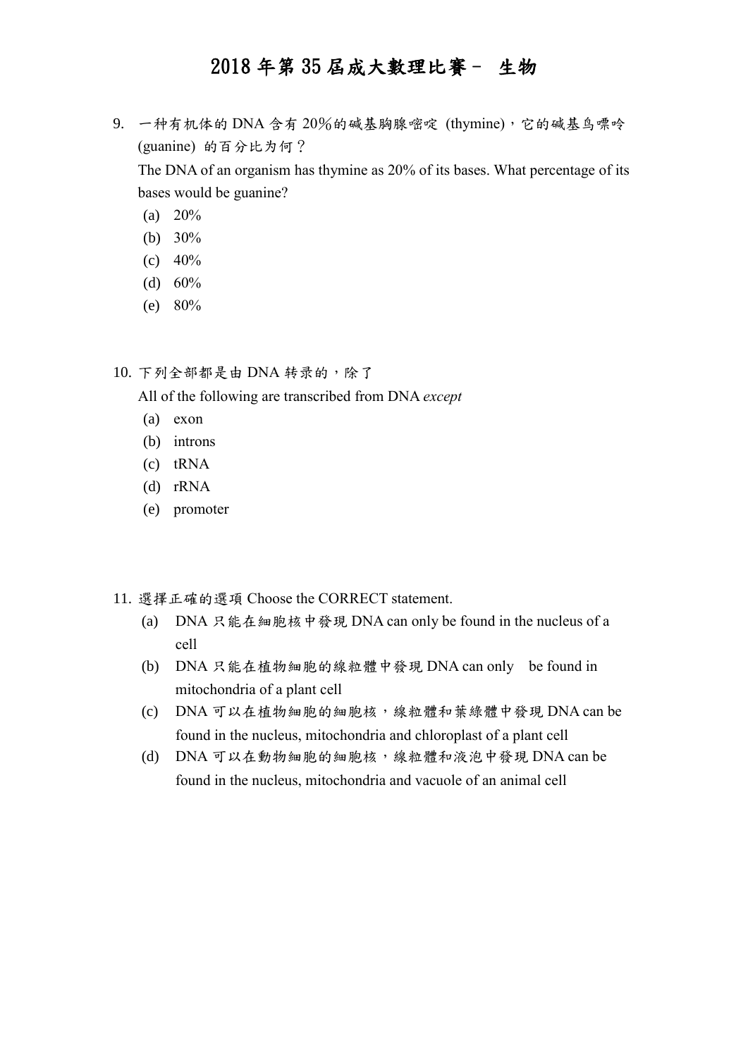# 2018 年第 35 屆成大數理比賽－ 生物

9. 一种有机体的 DNA 含有 20％的碱基胸腺嘧啶 (thymine)，它的碱基鸟嘌呤 (guanine) 的百分比为何？

   The DNA of an organism has thymine as 20% of its bases. What percentage of its bases would be guanine?

   (a) 20%
   (b) 30%
   (c) 40%
   (d) 60%
   (e) 80%

10. 下列全部都是由 DNA 转录的，除了

    All of the following are transcribed from DNA *except*

    (a) exon
    (b) introns
    (c) tRNA
    (d) rRNA
    (e) promoter

11. 選擇正確的選項 Choose the CORRECT statement.

    (a) DNA 只能在細胞核中發現 DNA can only be found in the nucleus of a cell
    (b) DNA 只能在植物細胞的線粒體中發現 DNA can only be found in mitochondria of a plant cell
    (c) DNA 可以在植物細胞的細胞核，線粒體和葉綠體中發現 DNA can be found in the nucleus, mitochondria and chloroplast of a plant cell
    (d) DNA 可以在動物細胞的細胞核，線粒體和液泡中發現 DNA can be found in the nucleus, mitochondria and vacuole of an animal cell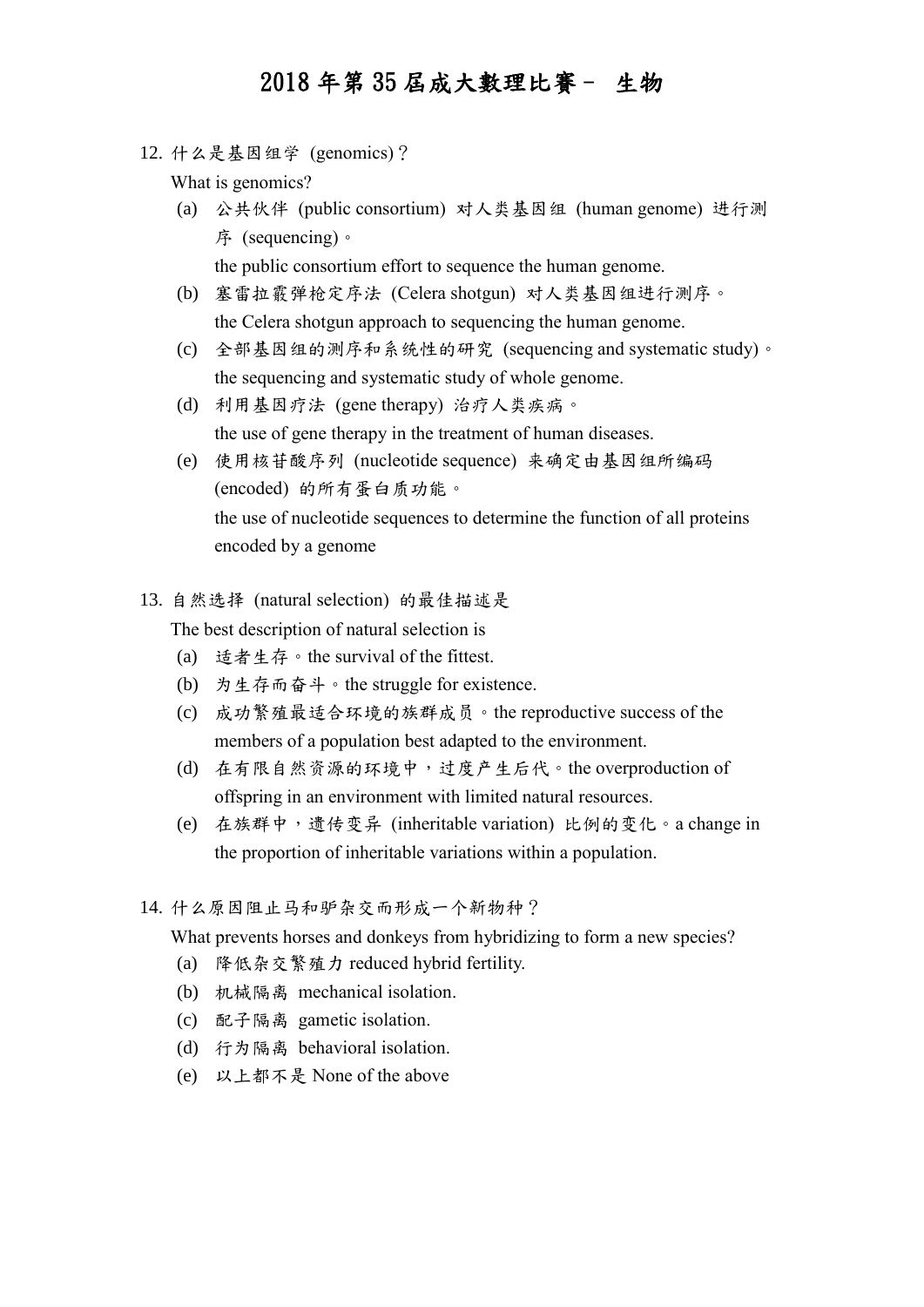# 2018 年第 35 届成大數理比賽－ 生物

12. 什么是基因组学 (genomics)？

    What is genomics?

    (a) 公共伙伴 (public consortium) 对人类基因组 (human genome) 进行测序 (sequencing)。

        the public consortium effort to sequence the human genome.

    (b) 塞雷拉霰弹枪定序法 (Celera shotgun) 对人类基因组进行测序。

        the Celera shotgun approach to sequencing the human genome.

    (c) 全部基因组的测序和系统性的研究 (sequencing and systematic study)。

        the sequencing and systematic study of whole genome.

    (d) 利用基因疗法 (gene therapy) 治疗人类疾病。

        the use of gene therapy in the treatment of human diseases.

    (e) 使用核苷酸序列 (nucleotide sequence) 来确定由基因组所编码 (encoded) 的所有蛋白质功能。

        the use of nucleotide sequences to determine the function of all proteins encoded by a genome

13. 自然选择 (natural selection) 的最佳描述是

    The best description of natural selection is

    (a) 适者生存。the survival of the fittest.

    (b) 为生存而奋斗。the struggle for existence.

    (c) 成功繁殖最适合环境的族群成员。the reproductive success of the members of a population best adapted to the environment.

    (d) 在有限自然资源的环境中，过度产生后代。the overproduction of offspring in an environment with limited natural resources.

    (e) 在族群中，遗传变异 (inheritable variation) 比例的变化。a change in the proportion of inheritable variations within a population.

14. 什么原因阻止马和驴杂交而形成一个新物种？

    What prevents horses and donkeys from hybridizing to form a new species?

    (a) 降低杂交繁殖力 reduced hybrid fertility.

    (b) 机械隔离 mechanical isolation.

    (c) 配子隔离 gametic isolation.

    (d) 行为隔离 behavioral isolation.

    (e) 以上都不是 None of the above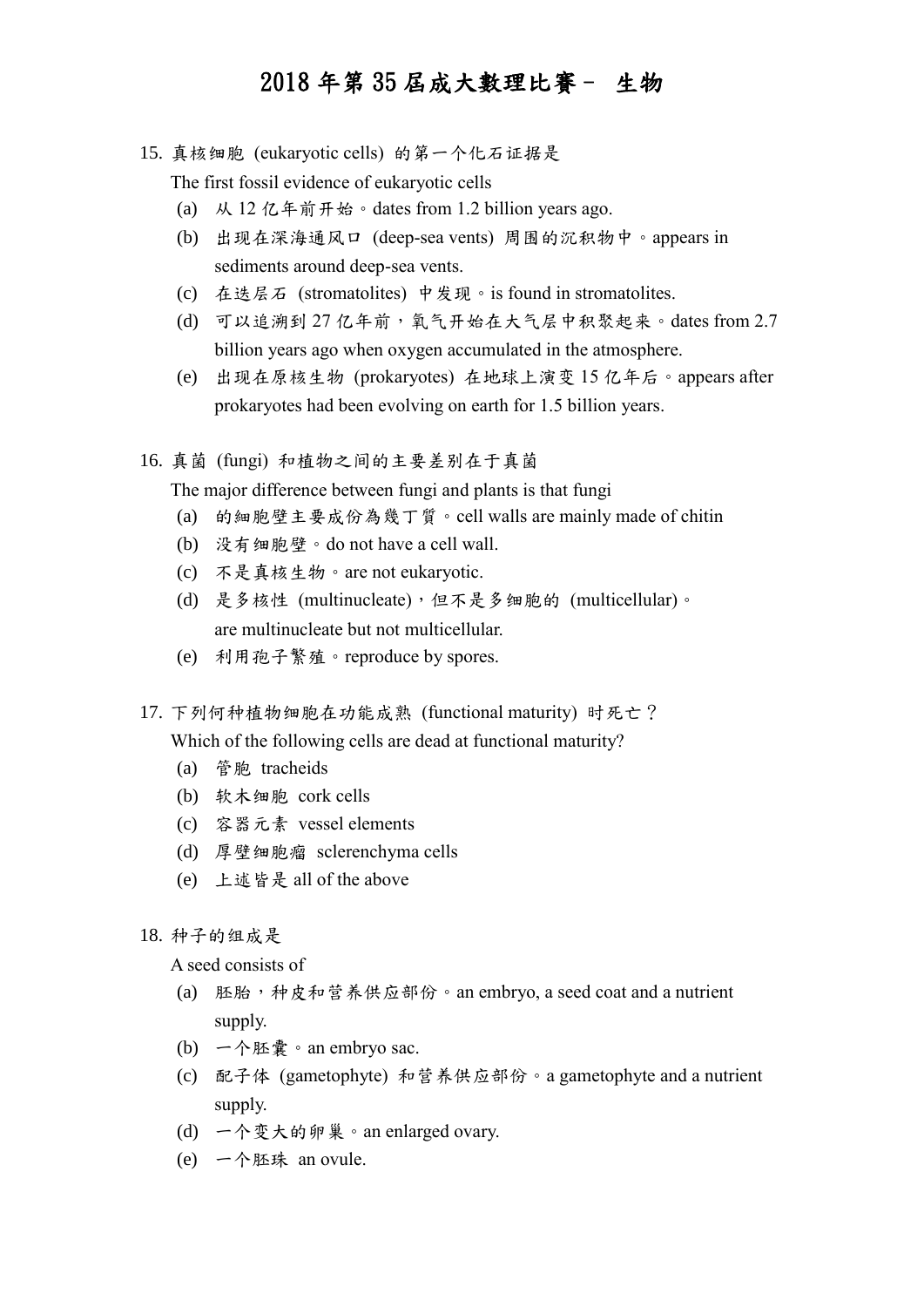# 2018 年第 35 屆成大數理比賽 – 生物

15. 真核细胞 (eukaryotic cells) 的第一个化石证据是
    The first fossil evidence of eukaryotic cells
    (a) 从 12 亿年前开始。dates from 1.2 billion years ago.
    (b) 出现在深海通风口 (deep-sea vents) 周围的沉积物中。appears in sediments around deep-sea vents.
    (c) 在迭层石 (stromatolites) 中发现。is found in stromatolites.
    (d) 可以追溯到 27 亿年前，氧气开始在大气层中积聚起来。dates from 2.7 billion years ago when oxygen accumulated in the atmosphere.
    (e) 出现在原核生物 (prokaryotes) 在地球上演变 15 亿年后。appears after prokaryotes had been evolving on earth for 1.5 billion years.

16. 真菌 (fungi) 和植物之间的主要差别在于真菌
    The major difference between fungi and plants is that fungi
    (a) 的細胞壁主要成份為幾丁質。cell walls are mainly made of chitin
    (b) 没有细胞壁。do not have a cell wall.
    (c) 不是真核生物。are not eukaryotic.
    (d) 是多核性 (multinucleate)，但不是多细胞的 (multicellular)。are multinucleate but not multicellular.
    (e) 利用孢子繁殖。reproduce by spores.

17. 下列何种植物细胞在功能成熟 (functional maturity) 时死亡？
    Which of the following cells are dead at functional maturity?
    (a) 管胞 tracheids
    (b) 软木细胞 cork cells
    (c) 容器元素 vessel elements
    (d) 厚壁细胞瘤 sclerenchyma cells
    (e) 上述皆是 all of the above

18. 种子的组成是
    A seed consists of
    (a) 胚胎，种皮和营养供应部份。an embryo, a seed coat and a nutrient supply.
    (b) 一个胚囊。an embryo sac.
    (c) 配子体 (gametophyte) 和营养供应部份。a gametophyte and a nutrient supply.
    (d) 一个变大的卵巢。an enlarged ovary.
    (e) 一个胚珠 an ovule.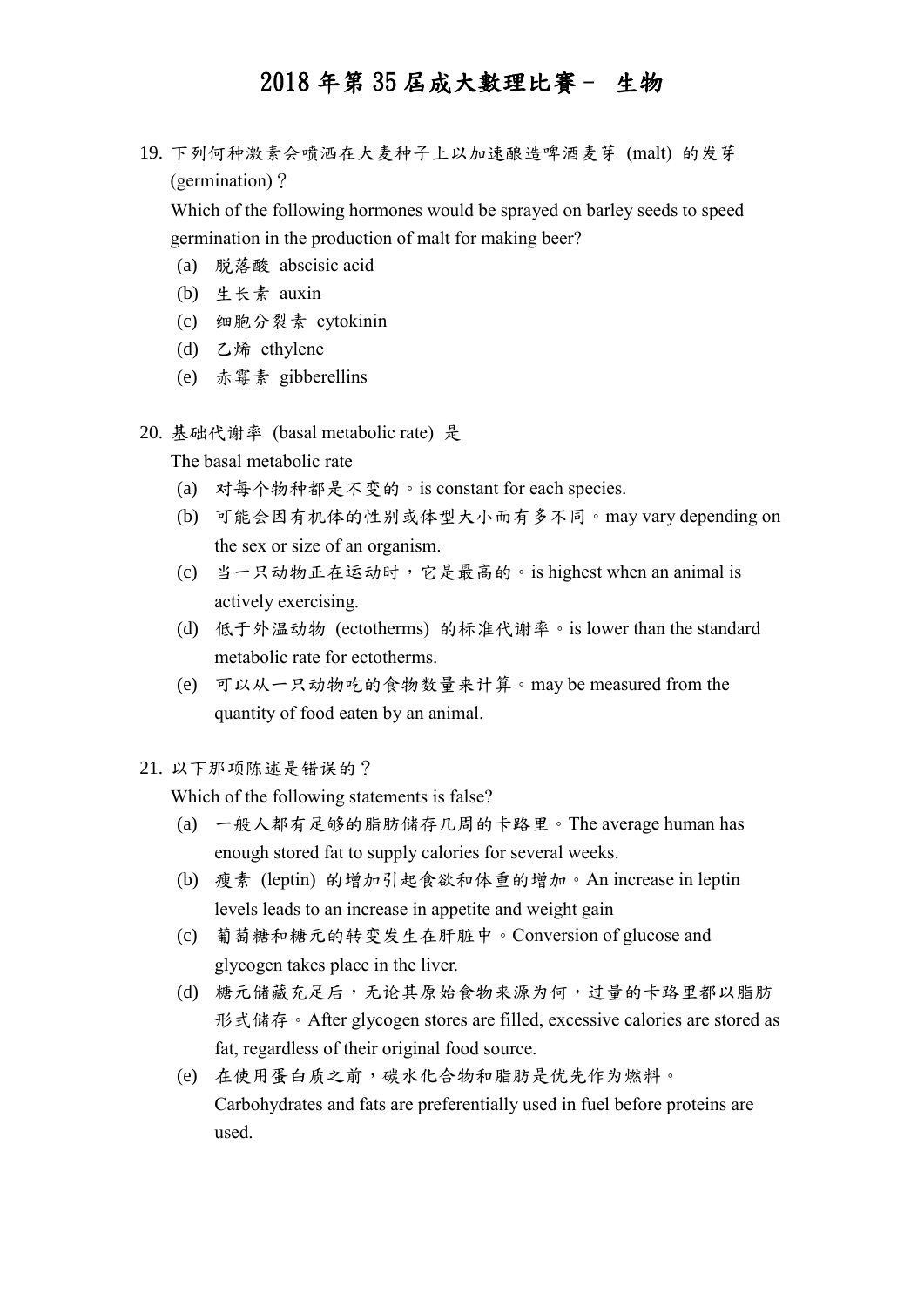# 2018 年第 35 届成大數理比賽－ 生物

19. 下列何种激素会喷洒在大麦种子上以加速酿造啤酒麦芽 (malt) 的发芽 (germination)？

    Which of the following hormones would be sprayed on barley seeds to speed germination in the production of malt for making beer?

    (a) 脱落酸 abscisic acid
    (b) 生长素 auxin
    (c) 细胞分裂素 cytokinin
    (d) 乙烯 ethylene
    (e) 赤霉素 gibberellins

20. 基础代谢率 (basal metabolic rate) 是

    The basal metabolic rate

    (a) 对每个物种都是不变的。is constant for each species.
    (b) 可能会因有机体的性别或体型大小而有多不同。may vary depending on the sex or size of an organism.
    (c) 当一只动物正在运动时，它是最高的。is highest when an animal is actively exercising.
    (d) 低于外温动物 (ectotherms) 的标准代谢率。is lower than the standard metabolic rate for ectotherms.
    (e) 可以从一只动物吃的食物数量来计算。may be measured from the quantity of food eaten by an animal.

21. 以下那项陈述是错误的？

    Which of the following statements is false?

    (a) 一般人都有足够的脂肪储存几周的卡路里。The average human has enough stored fat to supply calories for several weeks.
    (b) 瘦素 (leptin) 的增加引起食欲和体重的增加。An increase in leptin levels leads to an increase in appetite and weight gain
    (c) 葡萄糖和糖元的转变发生在肝脏中。Conversion of glucose and glycogen takes place in the liver.
    (d) 糖元储藏充足后，无论其原始食物来源为何，过量的卡路里都以脂肪形式储存。After glycogen stores are filled, excessive calories are stored as fat, regardless of their original food source.
    (e) 在使用蛋白质之前，碳水化合物和脂肪是优先作为燃料。Carbohydrates and fats are preferentially used in fuel before proteins are used.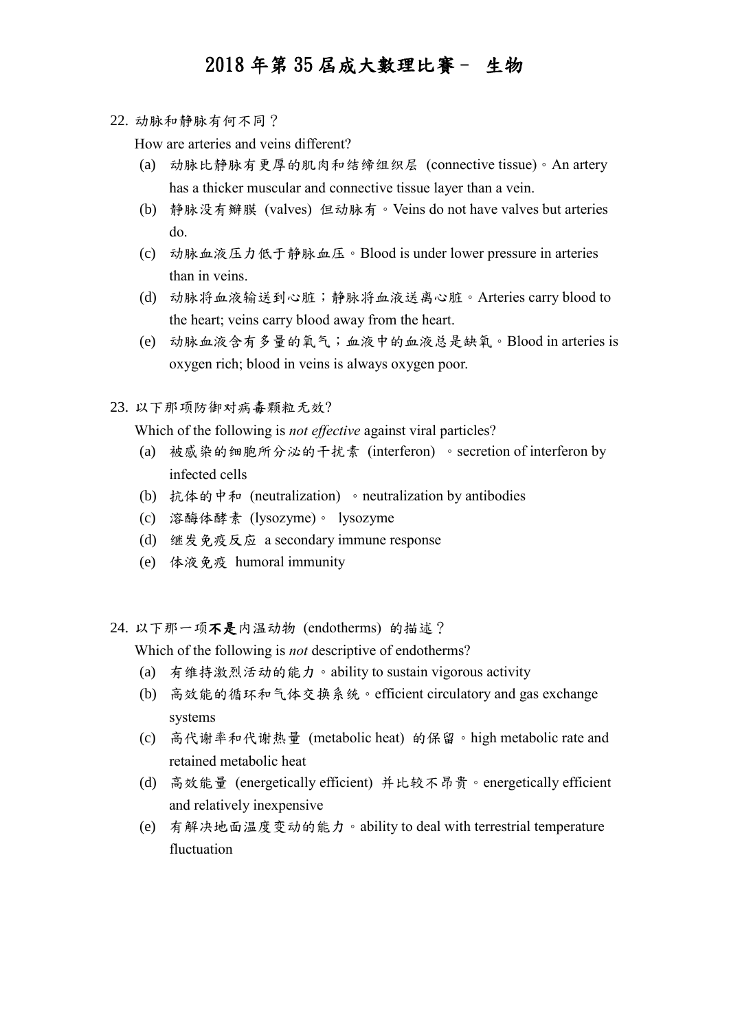# 2018 年第 35 屆成大數理比賽－ 生物

22. 动脉和静脉有何不同？

    How are arteries and veins different?

    (a) 动脉比静脉有更厚的肌肉和结缔组织层 (connective tissue)。An artery has a thicker muscular and connective tissue layer than a vein.
    (b) 静脉没有瓣膜 (valves) 但动脉有。Veins do not have valves but arteries do.
    (c) 动脉血液压力低于静脉血压。Blood is under lower pressure in arteries than in veins.
    (d) 动脉将血液输送到心脏；静脉将血液送离心脏。Arteries carry blood to the heart; veins carry blood away from the heart.
    (e) 动脉血液含有多量的氧气；血液中的血液总是缺氧。Blood in arteries is oxygen rich; blood in veins is always oxygen poor.

23. 以下那项防御对病毒颗粒无效?

    Which of the following is *not effective* against viral particles?

    (a) 被感染的细胞所分泌的干扰素 (interferon) 。secretion of interferon by infected cells
    (b) 抗体的中和 (neutralization) 。neutralization by antibodies
    (c) 溶酶体酵素 (lysozyme)。 lysozyme
    (d) 继发免疫反应 a secondary immune response
    (e) 体液免疫 humoral immunity

24. 以下那一项**不是**内温动物 (endotherms) 的描述？

    Which of the following is *not* descriptive of endotherms?

    (a) 有维持激烈活动的能力。ability to sustain vigorous activity
    (b) 高效能的循环和气体交换系统。efficient circulatory and gas exchange systems
    (c) 高代谢率和代谢热量 (metabolic heat) 的保留。high metabolic rate and retained metabolic heat
    (d) 高效能量 (energetically efficient) 并比较不昂贵。energetically efficient and relatively inexpensive
    (e) 有解决地面温度变动的能力。ability to deal with terrestrial temperature fluctuation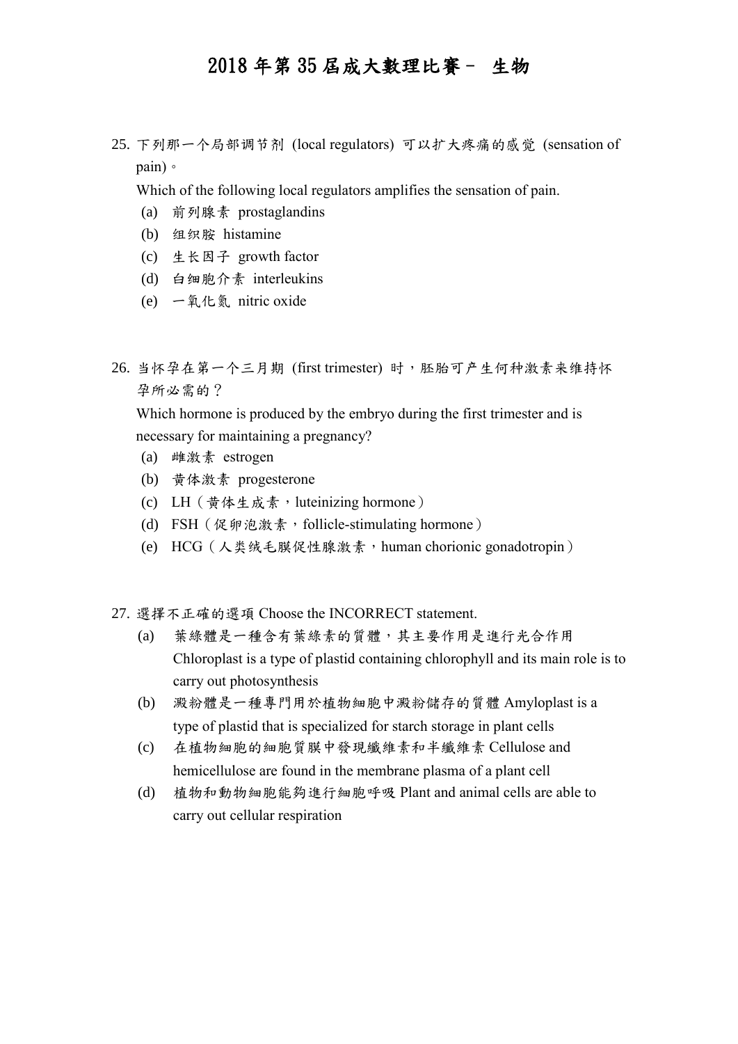# 2018 年第 35 屆成大數理比賽－ 生物

25. 下列那一个局部调节剂 (local regulators) 可以扩大疼痛的感觉 (sensation of pain)。

    Which of the following local regulators amplifies the sensation of pain.

    (a) 前列腺素 prostaglandins
    (b) 组织胺 histamine
    (c) 生长因子 growth factor
    (d) 白细胞介素 interleukins
    (e) 一氧化氮 nitric oxide

26. 当怀孕在第一个三月期 (first trimester) 时，胚胎可产生何种激素来维持怀孕所必需的？

    Which hormone is produced by the embryo during the first trimester and is necessary for maintaining a pregnancy?

    (a) 雌激素 estrogen
    (b) 黄体激素 progesterone
    (c) LH（黄体生成素，luteinizing hormone）
    (d) FSH（促卵泡激素，follicle-stimulating hormone）
    (e) HCG（人类绒毛膜促性腺激素，human chorionic gonadotropin）

27. 選擇不正確的選項 Choose the INCORRECT statement.

    (a) 葉綠體是一種含有葉綠素的質體，其主要作用是進行光合作用 Chloroplast is a type of plastid containing chlorophyll and its main role is to carry out photosynthesis
    (b) 澱粉體是一種專門用於植物細胞中澱粉儲存的質體 Amyloplast is a type of plastid that is specialized for starch storage in plant cells
    (c) 在植物細胞的細胞質膜中發現纖維素和半纖維素 Cellulose and hemicellulose are found in the membrane plasma of a plant cell
    (d) 植物和動物細胞能夠進行細胞呼吸 Plant and animal cells are able to carry out cellular respiration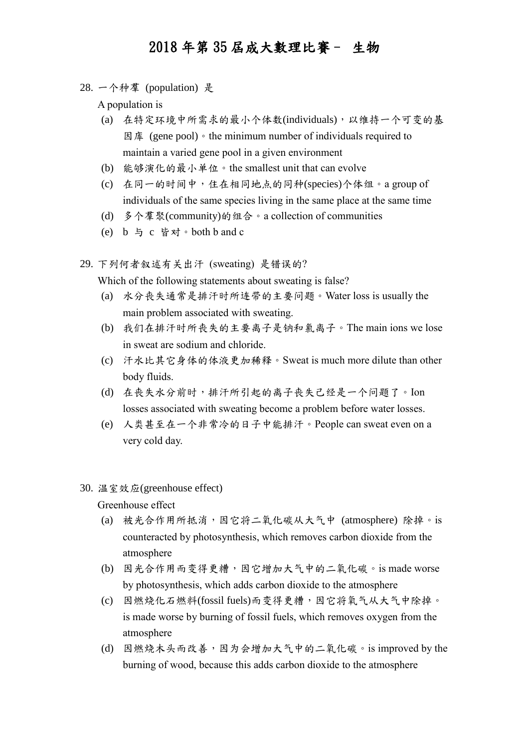# 2018 年第 35 届成大數理比賽－ 生物

28. 一个种羣 (population) 是

    A population is

    (a) 在特定环境中所需求的最小个体数(individuals)，以维持一个可变的基因库 (gene pool)。the minimum number of individuals required to maintain a varied gene pool in a given environment
    (b) 能够演化的最小单位。the smallest unit that can evolve
    (c) 在同一的时间中，住在相同地点的同种(species)个体组。a group of individuals of the same species living in the same place at the same time
    (d) 多个羣聚(community)的组合。a collection of communities
    (e) b 与 c 皆对。both b and c

29. 下列何者叙述有关出汗 (sweating) 是错误的?

    Which of the following statements about sweating is false?

    (a) 水分丧失通常是排汗时所连带的主要问题。Water loss is usually the main problem associated with sweating.
    (b) 我们在排汗时所丧失的主要离子是钠和氯离子。The main ions we lose in sweat are sodium and chloride.
    (c) 汗水比其它身体的体液更加稀释。Sweat is much more dilute than other body fluids.
    (d) 在丧失水分前时，排汗所引起的离子丧失已经是一个问题了。Ion losses associated with sweating become a problem before water losses.
    (e) 人类甚至在一个非常冷的日子中能排汗。People can sweat even on a very cold day.

30. 温室效应(greenhouse effect)

    Greenhouse effect

    (a) 被光合作用所抵消，因它将二氧化碳从大气中 (atmosphere) 除掉。is counteracted by photosynthesis, which removes carbon dioxide from the atmosphere
    (b) 因光合作用而变得更糟，因它增加大气中的二氧化碳。is made worse by photosynthesis, which adds carbon dioxide to the atmosphere
    (c) 因燃烧化石燃料(fossil fuels)而变得更糟，因它将氧气从大气中除掉。is made worse by burning of fossil fuels, which removes oxygen from the atmosphere
    (d) 因燃烧木头而改善，因为会增加大气中的二氧化碳。is improved by the burning of wood, because this adds carbon dioxide to the atmosphere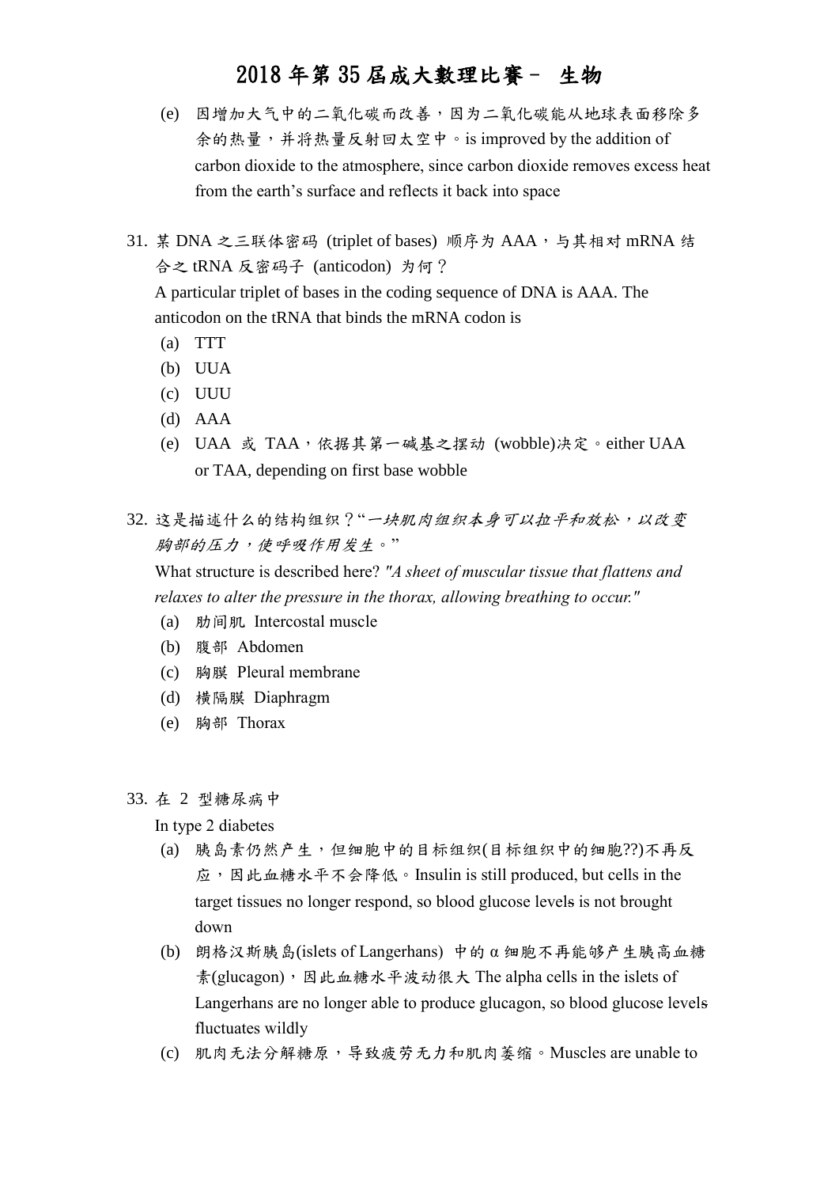(e) 因增加大气中的二氧化碳而改善，因为二氧化碳能从地球表面移除多余的热量，并将热量反射回太空中。is improved by the addition of carbon dioxide to the atmosphere, since carbon dioxide removes excess heat from the earth's surface and reflects it back into space

31. 某 DNA 之三联体密码 (triplet of bases) 顺序为 AAA，与其相对 mRNA 结合之 tRNA 反密码子 (anticodon) 为何？

    A particular triplet of bases in the coding sequence of DNA is AAA. The anticodon on the tRNA that binds the mRNA codon is

    (a) TTT
    (b) UUA
    (c) UUU
    (d) AAA
    (e) UAA 或 TAA，依据其第一碱基之摆动 (wobble)决定。either UAA or TAA, depending on first base wobble

32. 这是描述什么的结构组织？"*一块肌肉组织本身可以拉平和放松，以改变胸部的压力，使呼吸作用发生。*"

    What structure is described here? *"A sheet of muscular tissue that flattens and relaxes to alter the pressure in the thorax, allowing breathing to occur."*

    (a) 肋间肌 Intercostal muscle
    (b) 腹部 Abdomen
    (c) 胸膜 Pleural membrane
    (d) 横隔膜 Diaphragm
    (e) 胸部 Thorax

33. 在 2 型糖尿病中

    In type 2 diabetes

    (a) 胰岛素仍然产生，但细胞中的目标组织(目标组织中的细胞??)不再反应，因此血糖水平不会降低。Insulin is still produced, but cells in the target tissues no longer respond, so blood glucose level~~s~~ is not brought down
    (b) 朗格汉斯胰岛(islets of Langerhans) 中的 α 细胞不再能够产生胰高血糖素(glucagon)，因此血糖水平波动很大 The alpha cells in the islets of Langerhans are no longer able to produce glucagon, so blood glucose level~~s~~ fluctuates wildly
    (c) 肌肉无法分解糖原，导致疲劳无力和肌肉萎缩。Muscles are unable to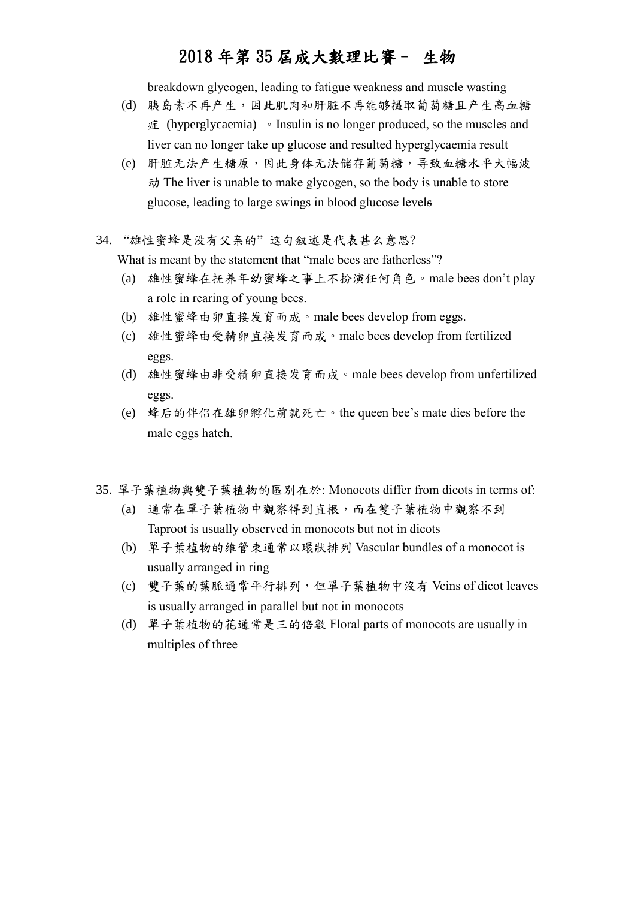breakdown glycogen, leading to fatigue weakness and muscle wasting

(d) 胰岛素不再产生，因此肌肉和肝脏不再能够摄取葡萄糖且产生高血糖症 (hyperglycaemia) 。Insulin is no longer produced, so the muscles and liver can no longer take up glucose and resulted hyperglycaemia ~~result~~

(e) 肝脏无法产生糖原，因此身体无法储存葡萄糖，导致血糖水平大幅波动 The liver is unable to make glycogen, so the body is unable to store glucose, leading to large swings in blood glucose level~~s~~

34. “雄性蜜蜂是没有父亲的”这句叙述是代表甚么意思?
What is meant by the statement that “male bees are fatherless”?

(a) 雄性蜜蜂在抚养年幼蜜蜂之事上不扮演任何角色。male bees don’t play a role in rearing of young bees.

(b) 雄性蜜蜂由卵直接发育而成。male bees develop from eggs.

(c) 雄性蜜蜂由受精卵直接发育而成。male bees develop from fertilized eggs.

(d) 雄性蜜蜂由非受精卵直接发育而成。male bees develop from unfertilized eggs.

(e) 蜂后的伴侣在雄卵孵化前就死亡。the queen bee’s mate dies before the male eggs hatch.

35. 單子葉植物與雙子葉植物的區別在於: Monocots differ from dicots in terms of:

(a) 通常在單子葉植物中觀察得到直根，而在雙子葉植物中觀察不到 Taproot is usually observed in monocots but not in dicots

(b) 單子葉植物的維管束通常以環狀排列 Vascular bundles of a monocot is usually arranged in ring

(c) 雙子葉的葉脈通常平行排列，但單子葉植物中沒有 Veins of dicot leaves is usually arranged in parallel but not in monocots

(d) 單子葉植物的花通常是三的倍數 Floral parts of monocots are usually in multiples of three